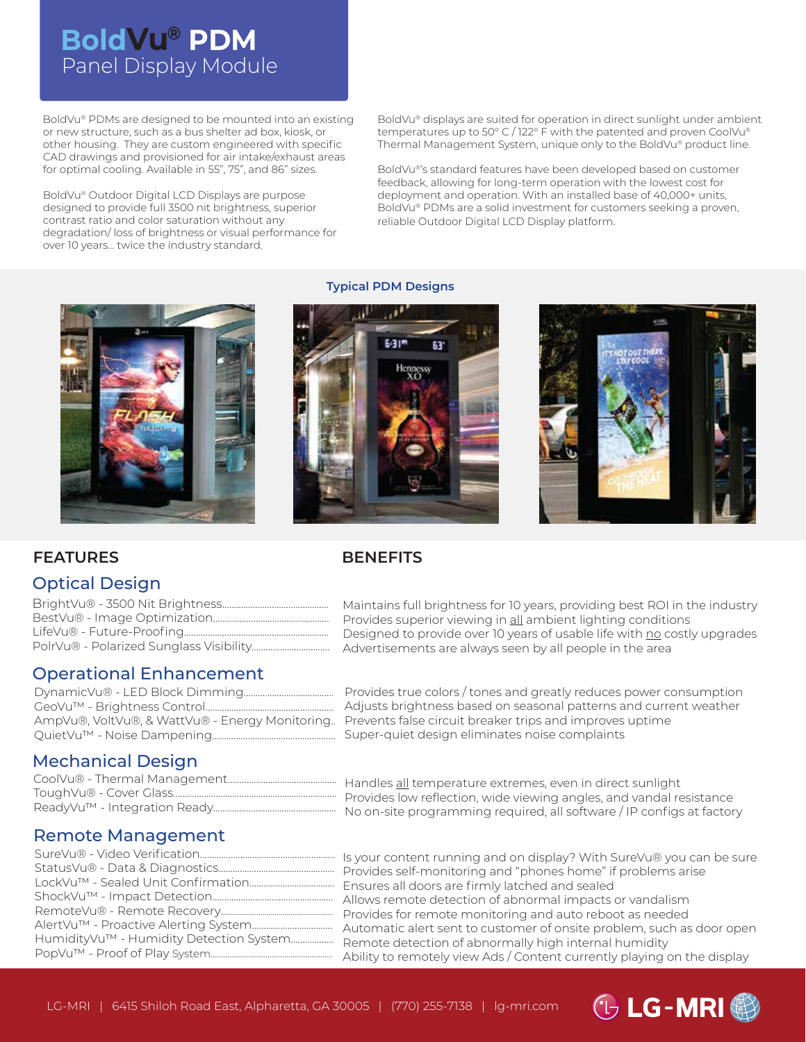# BoldVu® PDM
## Panel Display Module

BoldVu® PDMs are designed to be mounted into an existing or new structure, such as a bus shelter ad box, kiosk, or other housing. They are custom engineered with specific CAD drawings and provisioned for air intake/exhaust areas for optimal cooling. Available in 55", 75", and 86" sizes.

BoldVu® Outdoor Digital LCD Displays are purpose designed to provide full 3500 nit brightness, superior contrast ratio and color saturation without any degradation/ loss of brightness or visual performance for over 10 years... twice the industry standard.

BoldVu® displays are suited for operation in direct sunlight under ambient temperatures up to 50° C / 122° F with the patented and proven CoolVu® Thermal Management System, unique only to the BoldVu® product line.

BoldVu®'s standard features have been developed based on customer feedback, allowing for long-term operation with the lowest cost for deployment and operation. With an installed base of 40,000+ units, BoldVu® PDMs are a solid investment for customers seeking a proven, reliable Outdoor Digital LCD Display platform.

**Typical PDM Designs**

| FEATURES | BENEFITS |
|---|---|
| **Optical Design** | |
| BrightVu® - 3500 Nit Brightness | Maintains full brightness for 10 years, providing best ROI in the industry |
| BestVu® - Image Optimization | Provides superior viewing in all ambient lighting conditions |
| LifeVu® - Future-Proofing | Designed to provide over 10 years of usable life with no costly upgrades |
| PolrVu® - Polarized Sunglass Visibility | Advertisements are always seen by all people in the area |
| **Operational Enhancement** | |
| DynamicVu® - LED Block Dimming | Provides true colors / tones and greatly reduces power consumption |
| GeoVu™ - Brightness Control | Adjusts brightness based on seasonal patterns and current weather |
| AmpVu®, VoltVu®, & WattVu® - Energy Monitoring | Prevents false circuit breaker trips and improves uptime |
| QuietVu™ - Noise Dampening | Super-quiet design eliminates noise complaints |
| **Mechanical Design** | |
| CoolVu® - Thermal Management | Handles all temperature extremes, even in direct sunlight |
| ToughVu® - Cover Glass | Provides low reflection, wide viewing angles, and vandal resistance |
| ReadyVu™ - Integration Ready | No on-site programming required, all software / IP configs at factory |
| **Remote Management** | |
| SureVu® - Video Verification | Is your content running and on display? With SureVu® you can be sure |
| StatusVu® - Data & Diagnostics | Provides self-monitoring and "phones home" if problems arise |
| LockVu™ - Sealed Unit Confirmation | Ensures all doors are firmly latched and sealed |
| ShockVu™ - Impact Detection | Allows remote detection of abnormal impacts or vandalism |
| RemoteVu® - Remote Recovery | Provides for remote monitoring and auto reboot as needed |
| AlertVu™ - Proactive Alerting System | Automatic alert sent to customer of onsite problem, such as door open |
| HumidityVu™ - Humidity Detection System | Remote detection of abnormally high internal humidity |
| PopVu™ - Proof of Play System | Ability to remotely view Ads / Content currently playing on the display |

LG-MRI | 6415 Shiloh Road East, Alpharetta, GA 30005 | (770) 255-7138 | lg-mri.com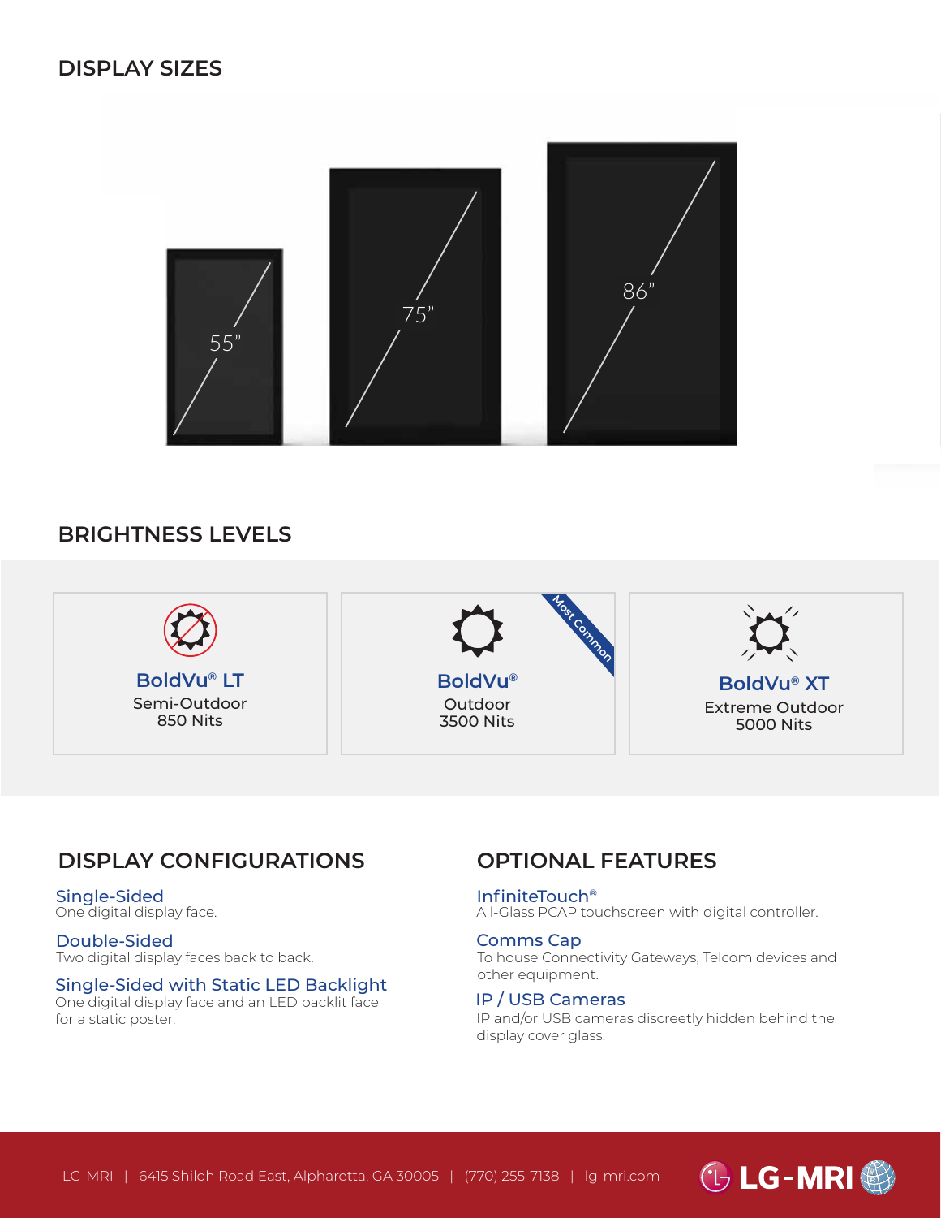## DISPLAY SIZES

55"

75"

86"

## BRIGHTNESS LEVELS

| BoldVu® LT | BoldVu® (Most Common) | BoldVu® XT |
|---|---|---|
| Semi-Outdoor | Outdoor | Extreme Outdoor |
| 850 Nits | 3500 Nits | 5000 Nits |

## DISPLAY CONFIGURATIONS

**Single-Sided**
One digital display face.

**Double-Sided**
Two digital display faces back to back.

**Single-Sided with Static LED Backlight**
One digital display face and an LED backlit face for a static poster.

## OPTIONAL FEATURES

**InfiniteTouch®**
All-Glass PCAP touchscreen with digital controller.

**Comms Cap**
To house Connectivity Gateways, Telcom devices and other equipment.

**IP / USB Cameras**
IP and/or USB cameras discreetly hidden behind the display cover glass.

LG-MRI | 6415 Shiloh Road East, Alpharetta, GA 30005 | (770) 255-7138 | lg-mri.com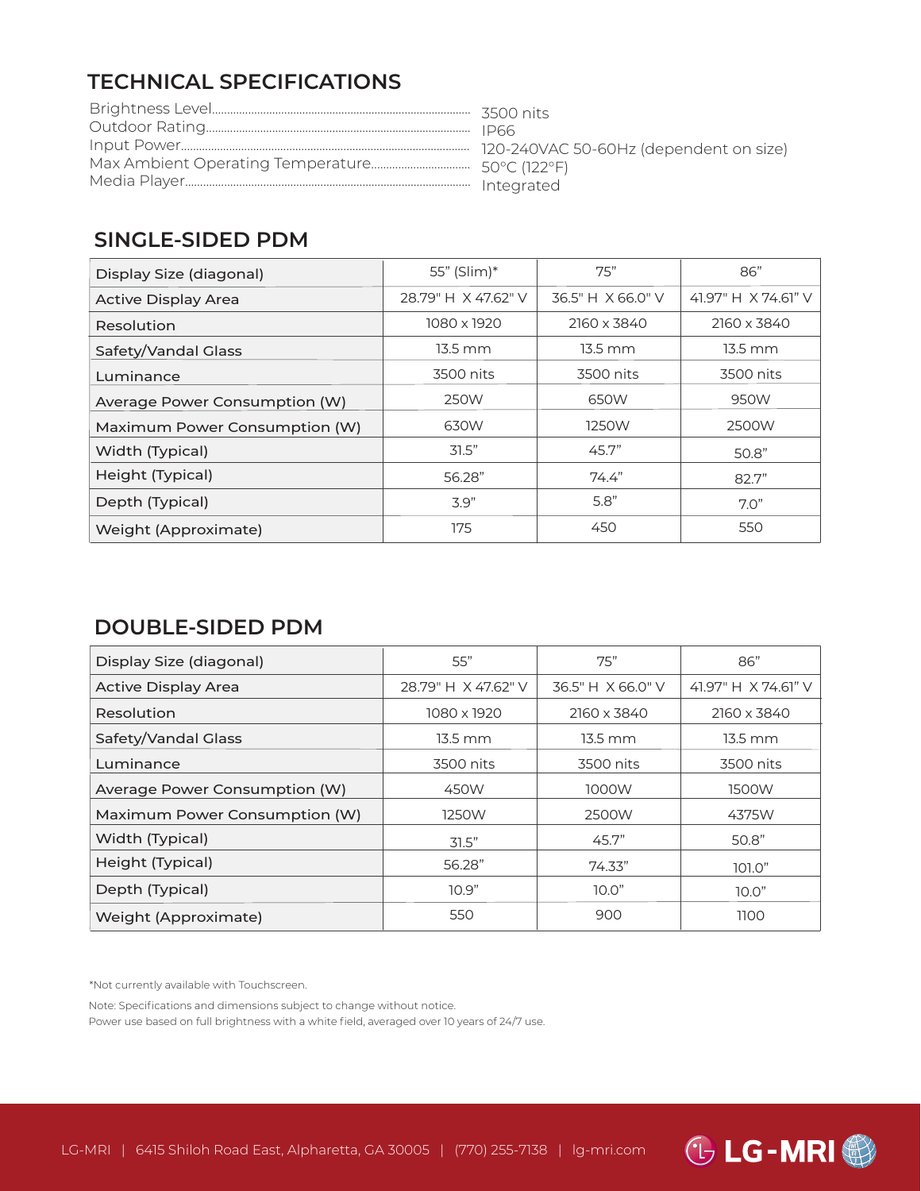## TECHNICAL SPECIFICATIONS

| | |
|---|---|
| Brightness Level | 3500 nits |
| Outdoor Rating | IP66 |
| Input Power | 120-240VAC 50-60Hz (dependent on size) |
| Max Ambient Operating Temperature | 50°C (122°F) |
| Media Player | Integrated |

## SINGLE-SIDED PDM

| Display Size (diagonal) | 55" (Slim)* | 75" | 86" |
|---|---|---|---|
| Active Display Area | 28.79" H X 47.62" V | 36.5" H X 66.0" V | 41.97" H X 74.61" V |
| Resolution | 1080 x 1920 | 2160 x 3840 | 2160 x 3840 |
| Safety/Vandal Glass | 13.5 mm | 13.5 mm | 13.5 mm |
| Luminance | 3500 nits | 3500 nits | 3500 nits |
| Average Power Consumption (W) | 250W | 650W | 950W |
| Maximum Power Consumption (W) | 630W | 1250W | 2500W |
| Width (Typical) | 31.5" | 45.7" | 50.8" |
| Height (Typical) | 56.28" | 74.4" | 82.7" |
| Depth (Typical) | 3.9" | 5.8" | 7.0" |
| Weight (Approximate) | 175 | 450 | 550 |

## DOUBLE-SIDED PDM

| Display Size (diagonal) | 55" | 75" | 86" |
|---|---|---|---|
| Active Display Area | 28.79" H X 47.62" V | 36.5" H X 66.0" V | 41.97" H X 74.61" V |
| Resolution | 1080 x 1920 | 2160 x 3840 | 2160 x 3840 |
| Safety/Vandal Glass | 13.5 mm | 13.5 mm | 13.5 mm |
| Luminance | 3500 nits | 3500 nits | 3500 nits |
| Average Power Consumption (W) | 450W | 1000W | 1500W |
| Maximum Power Consumption (W) | 1250W | 2500W | 4375W |
| Width (Typical) | 31.5" | 45.7" | 50.8" |
| Height (Typical) | 56.28" | 74.33" | 101.0" |
| Depth (Typical) | 10.9" | 10.0" | 10.0" |
| Weight (Approximate) | 550 | 900 | 1100 |

*Not currently available with Touchscreen.

Note: Specifications and dimensions subject to change without notice.
Power use based on full brightness with a white field, averaged over 10 years of 24/7 use.

LG-MRI | 6415 Shiloh Road East, Alpharetta, GA 30005 | (770) 255-7138 | lg-mri.com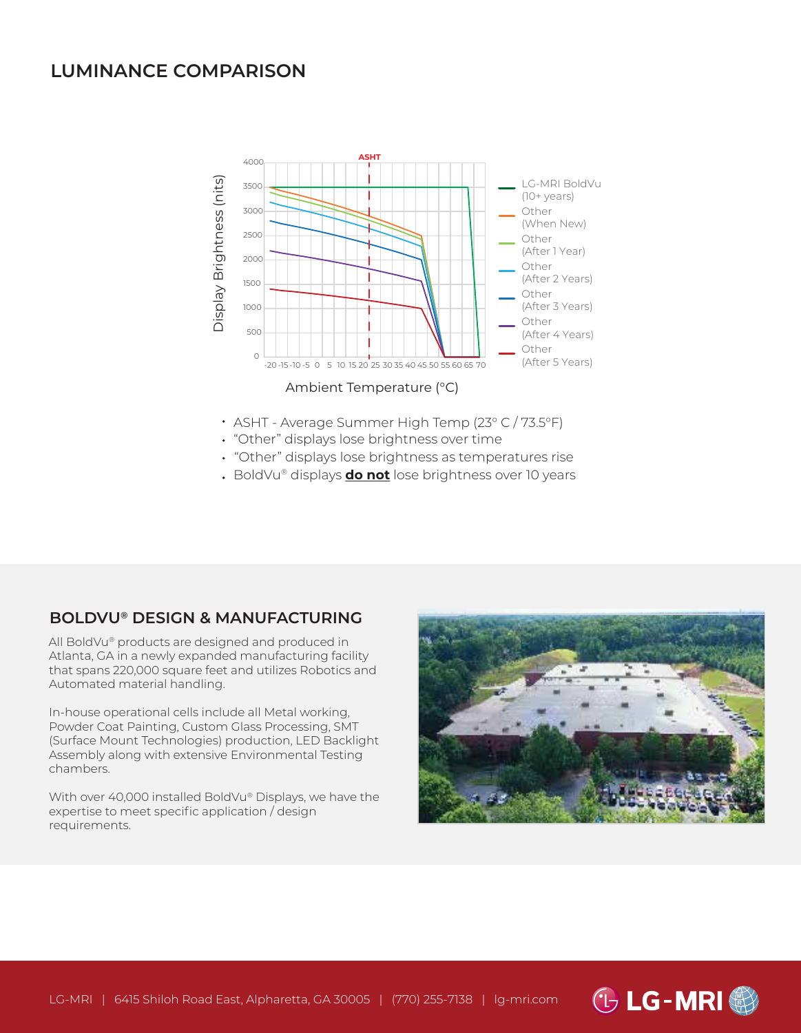## LUMINANCE COMPARISON

ASHT

4000
3500
3000
2500
2000
1500
1000
500
0

Display Brightness (nits)

-20 -15 -10 -5 0 5 10 15 20 25 30 35 40 45 50 55 60 65 70

Ambient Temperature (°C)

LG-MRI BoldVu (10+ years)
Other (When New)
Other (After 1 Year)
Other (After 2 Years)
Other (After 3 Years)
Other (After 4 Years)
Other (After 5 Years)

- ASHT - Average Summer High Temp (23° C / 73.5°F)
- “Other” displays lose brightness over time
- “Other” displays lose brightness as temperatures rise
- BoldVu® displays **do not** lose brightness over 10 years

## BOLDVU® DESIGN & MANUFACTURING

All BoldVu® products are designed and produced in Atlanta, GA in a newly expanded manufacturing facility that spans 220,000 square feet and utilizes Robotics and Automated material handling.

In-house operational cells include all Metal working, Powder Coat Painting, Custom Glass Processing, SMT (Surface Mount Technologies) production, LED Backlight Assembly along with extensive Environmental Testing chambers.

With over 40,000 installed BoldVu® Displays, we have the expertise to meet specific application / design requirements.

LG-MRI | 6415 Shiloh Road East, Alpharetta, GA 30005 | (770) 255-7138 | lg-mri.com